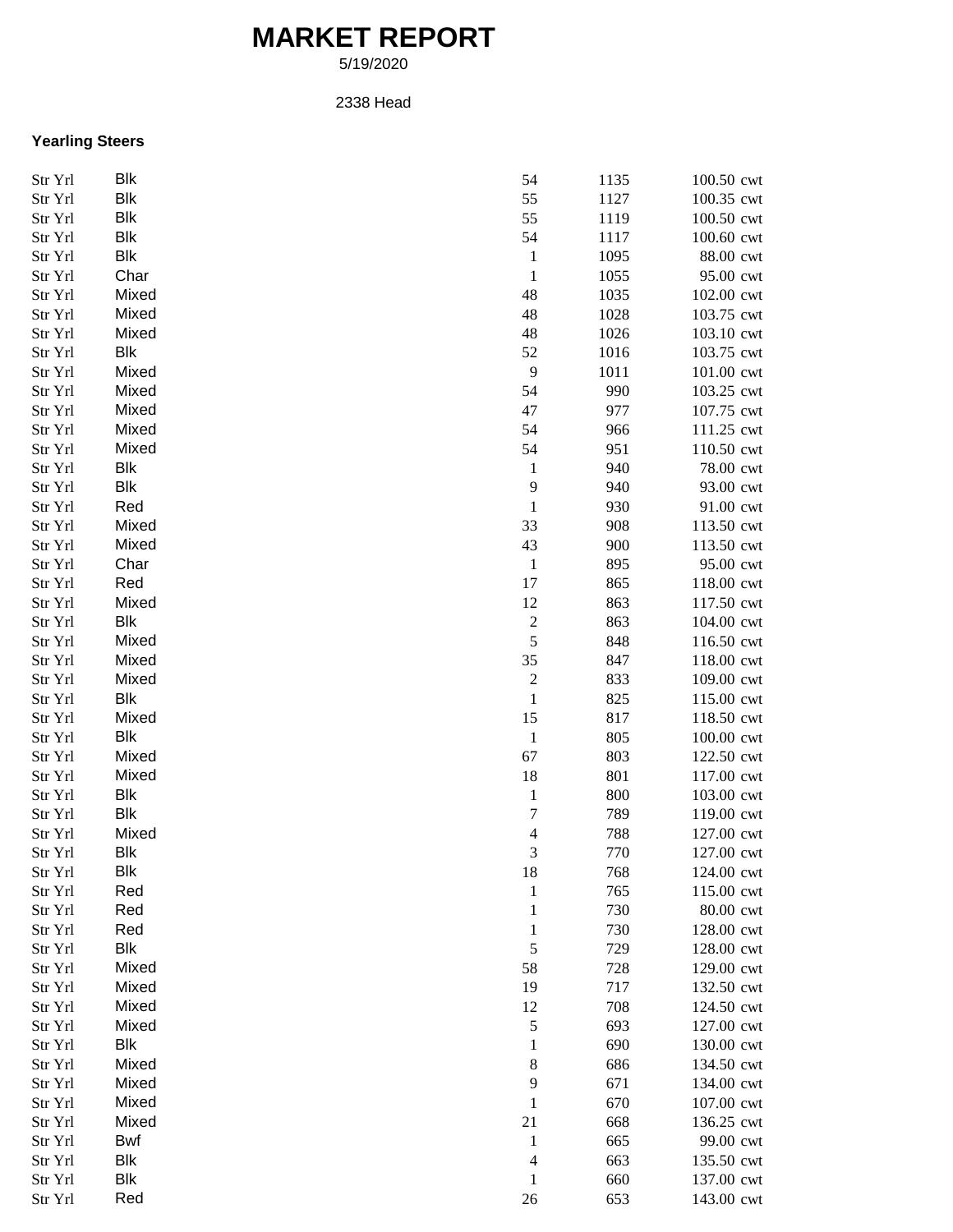# MARKET REPORT

5/19/2020

2338 Head

**Yearling Steers**

| | | | | |
|---|---|---|---|---|
| Str Yrl | Blk | 54 | 1135 | 100.50 cwt |
| Str Yrl | Blk | 55 | 1127 | 100.35 cwt |
| Str Yrl | Blk | 55 | 1119 | 100.50 cwt |
| Str Yrl | Blk | 54 | 1117 | 100.60 cwt |
| Str Yrl | Blk | 1 | 1095 | 88.00 cwt |
| Str Yrl | Char | 1 | 1055 | 95.00 cwt |
| Str Yrl | Mixed | 48 | 1035 | 102.00 cwt |
| Str Yrl | Mixed | 48 | 1028 | 103.75 cwt |
| Str Yrl | Mixed | 48 | 1026 | 103.10 cwt |
| Str Yrl | Blk | 52 | 1016 | 103.75 cwt |
| Str Yrl | Mixed | 9 | 1011 | 101.00 cwt |
| Str Yrl | Mixed | 54 | 990 | 103.25 cwt |
| Str Yrl | Mixed | 47 | 977 | 107.75 cwt |
| Str Yrl | Mixed | 54 | 966 | 111.25 cwt |
| Str Yrl | Mixed | 54 | 951 | 110.50 cwt |
| Str Yrl | Blk | 1 | 940 | 78.00 cwt |
| Str Yrl | Blk | 9 | 940 | 93.00 cwt |
| Str Yrl | Red | 1 | 930 | 91.00 cwt |
| Str Yrl | Mixed | 33 | 908 | 113.50 cwt |
| Str Yrl | Mixed | 43 | 900 | 113.50 cwt |
| Str Yrl | Char | 1 | 895 | 95.00 cwt |
| Str Yrl | Red | 17 | 865 | 118.00 cwt |
| Str Yrl | Mixed | 12 | 863 | 117.50 cwt |
| Str Yrl | Blk | 2 | 863 | 104.00 cwt |
| Str Yrl | Mixed | 5 | 848 | 116.50 cwt |
| Str Yrl | Mixed | 35 | 847 | 118.00 cwt |
| Str Yrl | Mixed | 2 | 833 | 109.00 cwt |
| Str Yrl | Blk | 1 | 825 | 115.00 cwt |
| Str Yrl | Mixed | 15 | 817 | 118.50 cwt |
| Str Yrl | Blk | 1 | 805 | 100.00 cwt |
| Str Yrl | Mixed | 67 | 803 | 122.50 cwt |
| Str Yrl | Mixed | 18 | 801 | 117.00 cwt |
| Str Yrl | Blk | 1 | 800 | 103.00 cwt |
| Str Yrl | Blk | 7 | 789 | 119.00 cwt |
| Str Yrl | Mixed | 4 | 788 | 127.00 cwt |
| Str Yrl | Blk | 3 | 770 | 127.00 cwt |
| Str Yrl | Blk | 18 | 768 | 124.00 cwt |
| Str Yrl | Red | 1 | 765 | 115.00 cwt |
| Str Yrl | Red | 1 | 730 | 80.00 cwt |
| Str Yrl | Red | 1 | 730 | 128.00 cwt |
| Str Yrl | Blk | 5 | 729 | 128.00 cwt |
| Str Yrl | Mixed | 58 | 728 | 129.00 cwt |
| Str Yrl | Mixed | 19 | 717 | 132.50 cwt |
| Str Yrl | Mixed | 12 | 708 | 124.50 cwt |
| Str Yrl | Mixed | 5 | 693 | 127.00 cwt |
| Str Yrl | Blk | 1 | 690 | 130.00 cwt |
| Str Yrl | Mixed | 8 | 686 | 134.50 cwt |
| Str Yrl | Mixed | 9 | 671 | 134.00 cwt |
| Str Yrl | Mixed | 1 | 670 | 107.00 cwt |
| Str Yrl | Mixed | 21 | 668 | 136.25 cwt |
| Str Yrl | Bwf | 1 | 665 | 99.00 cwt |
| Str Yrl | Blk | 4 | 663 | 135.50 cwt |
| Str Yrl | Blk | 1 | 660 | 137.00 cwt |
| Str Yrl | Red | 26 | 653 | 143.00 cwt |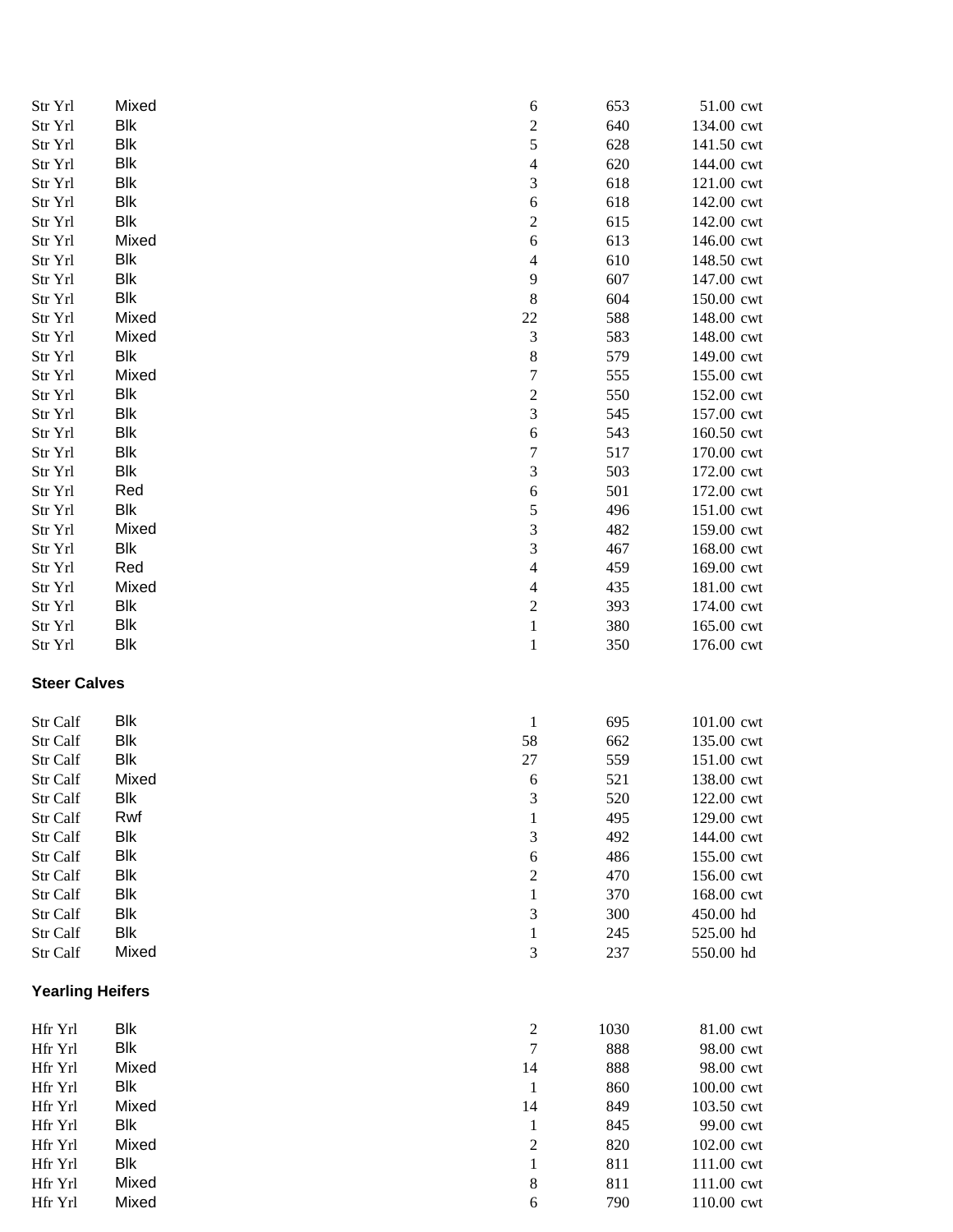| | | | | |
|---|---|---|---|---|
| Str Yrl | Mixed | 6 | 653 | 51.00 cwt |
| Str Yrl | Blk | 2 | 640 | 134.00 cwt |
| Str Yrl | Blk | 5 | 628 | 141.50 cwt |
| Str Yrl | Blk | 4 | 620 | 144.00 cwt |
| Str Yrl | Blk | 3 | 618 | 121.00 cwt |
| Str Yrl | Blk | 6 | 618 | 142.00 cwt |
| Str Yrl | Blk | 2 | 615 | 142.00 cwt |
| Str Yrl | Mixed | 6 | 613 | 146.00 cwt |
| Str Yrl | Blk | 4 | 610 | 148.50 cwt |
| Str Yrl | Blk | 9 | 607 | 147.00 cwt |
| Str Yrl | Blk | 8 | 604 | 150.00 cwt |
| Str Yrl | Mixed | 22 | 588 | 148.00 cwt |
| Str Yrl | Mixed | 3 | 583 | 148.00 cwt |
| Str Yrl | Blk | 8 | 579 | 149.00 cwt |
| Str Yrl | Mixed | 7 | 555 | 155.00 cwt |
| Str Yrl | Blk | 2 | 550 | 152.00 cwt |
| Str Yrl | Blk | 3 | 545 | 157.00 cwt |
| Str Yrl | Blk | 6 | 543 | 160.50 cwt |
| Str Yrl | Blk | 7 | 517 | 170.00 cwt |
| Str Yrl | Blk | 3 | 503 | 172.00 cwt |
| Str Yrl | Red | 6 | 501 | 172.00 cwt |
| Str Yrl | Blk | 5 | 496 | 151.00 cwt |
| Str Yrl | Mixed | 3 | 482 | 159.00 cwt |
| Str Yrl | Blk | 3 | 467 | 168.00 cwt |
| Str Yrl | Red | 4 | 459 | 169.00 cwt |
| Str Yrl | Mixed | 4 | 435 | 181.00 cwt |
| Str Yrl | Blk | 2 | 393 | 174.00 cwt |
| Str Yrl | Blk | 1 | 380 | 165.00 cwt |
| Str Yrl | Blk | 1 | 350 | 176.00 cwt |

**Steer Calves**

| | | | | |
|---|---|---|---|---|
| Str Calf | Blk | 1 | 695 | 101.00 cwt |
| Str Calf | Blk | 58 | 662 | 135.00 cwt |
| Str Calf | Blk | 27 | 559 | 151.00 cwt |
| Str Calf | Mixed | 6 | 521 | 138.00 cwt |
| Str Calf | Blk | 3 | 520 | 122.00 cwt |
| Str Calf | Rwf | 1 | 495 | 129.00 cwt |
| Str Calf | Blk | 3 | 492 | 144.00 cwt |
| Str Calf | Blk | 6 | 486 | 155.00 cwt |
| Str Calf | Blk | 2 | 470 | 156.00 cwt |
| Str Calf | Blk | 1 | 370 | 168.00 cwt |
| Str Calf | Blk | 3 | 300 | 450.00 hd |
| Str Calf | Blk | 1 | 245 | 525.00 hd |
| Str Calf | Mixed | 3 | 237 | 550.00 hd |

**Yearling Heifers**

| | | | | |
|---|---|---|---|---|
| Hfr Yrl | Blk | 2 | 1030 | 81.00 cwt |
| Hfr Yrl | Blk | 7 | 888 | 98.00 cwt |
| Hfr Yrl | Mixed | 14 | 888 | 98.00 cwt |
| Hfr Yrl | Blk | 1 | 860 | 100.00 cwt |
| Hfr Yrl | Mixed | 14 | 849 | 103.50 cwt |
| Hfr Yrl | Blk | 1 | 845 | 99.00 cwt |
| Hfr Yrl | Mixed | 2 | 820 | 102.00 cwt |
| Hfr Yrl | Blk | 1 | 811 | 111.00 cwt |
| Hfr Yrl | Mixed | 8 | 811 | 111.00 cwt |
| Hfr Yrl | Mixed | 6 | 790 | 110.00 cwt |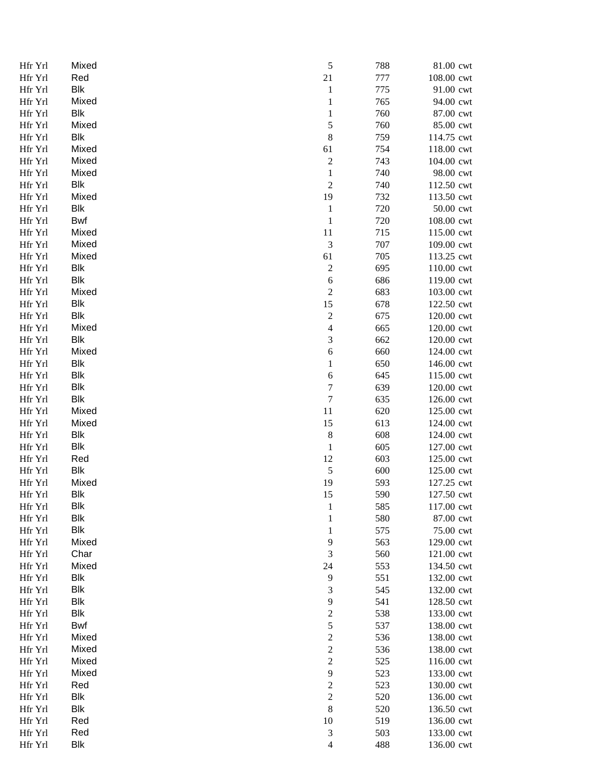| | | | | | |
|---|---|---|---|---|---|
| Hfr Yrl | Mixed | 5 | 788 | 81.00 | cwt |
| Hfr Yrl | Red | 21 | 777 | 108.00 | cwt |
| Hfr Yrl | Blk | 1 | 775 | 91.00 | cwt |
| Hfr Yrl | Mixed | 1 | 765 | 94.00 | cwt |
| Hfr Yrl | Blk | 1 | 760 | 87.00 | cwt |
| Hfr Yrl | Mixed | 5 | 760 | 85.00 | cwt |
| Hfr Yrl | Blk | 8 | 759 | 114.75 | cwt |
| Hfr Yrl | Mixed | 61 | 754 | 118.00 | cwt |
| Hfr Yrl | Mixed | 2 | 743 | 104.00 | cwt |
| Hfr Yrl | Mixed | 1 | 740 | 98.00 | cwt |
| Hfr Yrl | Blk | 2 | 740 | 112.50 | cwt |
| Hfr Yrl | Mixed | 19 | 732 | 113.50 | cwt |
| Hfr Yrl | Blk | 1 | 720 | 50.00 | cwt |
| Hfr Yrl | Bwf | 1 | 720 | 108.00 | cwt |
| Hfr Yrl | Mixed | 11 | 715 | 115.00 | cwt |
| Hfr Yrl | Mixed | 3 | 707 | 109.00 | cwt |
| Hfr Yrl | Mixed | 61 | 705 | 113.25 | cwt |
| Hfr Yrl | Blk | 2 | 695 | 110.00 | cwt |
| Hfr Yrl | Blk | 6 | 686 | 119.00 | cwt |
| Hfr Yrl | Mixed | 2 | 683 | 103.00 | cwt |
| Hfr Yrl | Blk | 15 | 678 | 122.50 | cwt |
| Hfr Yrl | Blk | 2 | 675 | 120.00 | cwt |
| Hfr Yrl | Mixed | 4 | 665 | 120.00 | cwt |
| Hfr Yrl | Blk | 3 | 662 | 120.00 | cwt |
| Hfr Yrl | Mixed | 6 | 660 | 124.00 | cwt |
| Hfr Yrl | Blk | 1 | 650 | 146.00 | cwt |
| Hfr Yrl | Blk | 6 | 645 | 115.00 | cwt |
| Hfr Yrl | Blk | 7 | 639 | 120.00 | cwt |
| Hfr Yrl | Blk | 7 | 635 | 126.00 | cwt |
| Hfr Yrl | Mixed | 11 | 620 | 125.00 | cwt |
| Hfr Yrl | Mixed | 15 | 613 | 124.00 | cwt |
| Hfr Yrl | Blk | 8 | 608 | 124.00 | cwt |
| Hfr Yrl | Blk | 1 | 605 | 127.00 | cwt |
| Hfr Yrl | Red | 12 | 603 | 125.00 | cwt |
| Hfr Yrl | Blk | 5 | 600 | 125.00 | cwt |
| Hfr Yrl | Mixed | 19 | 593 | 127.25 | cwt |
| Hfr Yrl | Blk | 15 | 590 | 127.50 | cwt |
| Hfr Yrl | Blk | 1 | 585 | 117.00 | cwt |
| Hfr Yrl | Blk | 1 | 580 | 87.00 | cwt |
| Hfr Yrl | Blk | 1 | 575 | 75.00 | cwt |
| Hfr Yrl | Mixed | 9 | 563 | 129.00 | cwt |
| Hfr Yrl | Char | 3 | 560 | 121.00 | cwt |
| Hfr Yrl | Mixed | 24 | 553 | 134.50 | cwt |
| Hfr Yrl | Blk | 9 | 551 | 132.00 | cwt |
| Hfr Yrl | Blk | 3 | 545 | 132.00 | cwt |
| Hfr Yrl | Blk | 9 | 541 | 128.50 | cwt |
| Hfr Yrl | Blk | 2 | 538 | 133.00 | cwt |
| Hfr Yrl | Bwf | 5 | 537 | 138.00 | cwt |
| Hfr Yrl | Mixed | 2 | 536 | 138.00 | cwt |
| Hfr Yrl | Mixed | 2 | 536 | 138.00 | cwt |
| Hfr Yrl | Mixed | 2 | 525 | 116.00 | cwt |
| Hfr Yrl | Mixed | 9 | 523 | 133.00 | cwt |
| Hfr Yrl | Red | 2 | 523 | 130.00 | cwt |
| Hfr Yrl | Blk | 2 | 520 | 136.00 | cwt |
| Hfr Yrl | Blk | 8 | 520 | 136.50 | cwt |
| Hfr Yrl | Red | 10 | 519 | 136.00 | cwt |
| Hfr Yrl | Red | 3 | 503 | 133.00 | cwt |
| Hfr Yrl | Blk | 4 | 488 | 136.00 | cwt |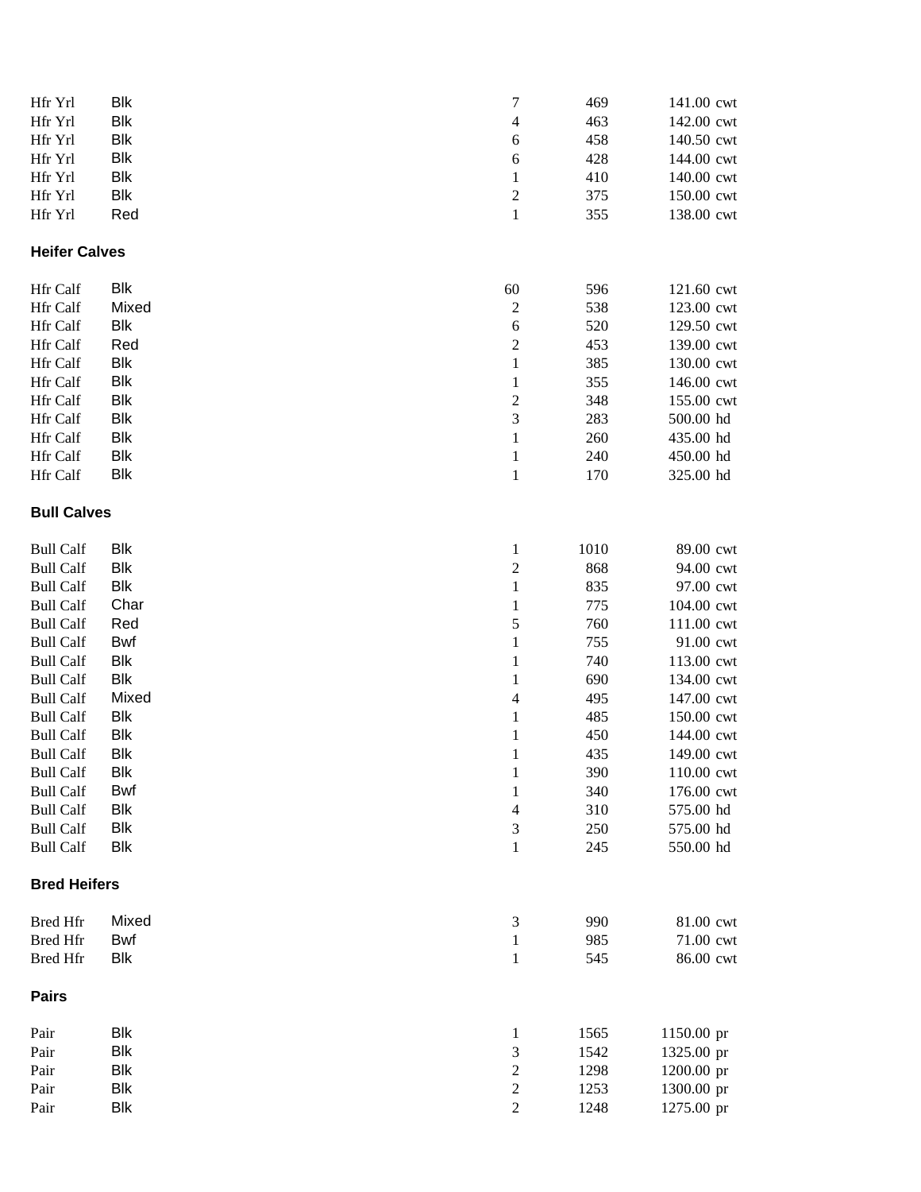| | | | | |
|---|---|---|---|---|
| Hfr Yrl | Blk | 7 | 469 | 141.00 cwt |
| Hfr Yrl | Blk | 4 | 463 | 142.00 cwt |
| Hfr Yrl | Blk | 6 | 458 | 140.50 cwt |
| Hfr Yrl | Blk | 6 | 428 | 144.00 cwt |
| Hfr Yrl | Blk | 1 | 410 | 140.00 cwt |
| Hfr Yrl | Blk | 2 | 375 | 150.00 cwt |
| Hfr Yrl | Red | 1 | 355 | 138.00 cwt |

**Heifer Calves**

| | | | | |
|---|---|---|---|---|
| Hfr Calf | Blk | 60 | 596 | 121.60 cwt |
| Hfr Calf | Mixed | 2 | 538 | 123.00 cwt |
| Hfr Calf | Blk | 6 | 520 | 129.50 cwt |
| Hfr Calf | Red | 2 | 453 | 139.00 cwt |
| Hfr Calf | Blk | 1 | 385 | 130.00 cwt |
| Hfr Calf | Blk | 1 | 355 | 146.00 cwt |
| Hfr Calf | Blk | 2 | 348 | 155.00 cwt |
| Hfr Calf | Blk | 3 | 283 | 500.00 hd |
| Hfr Calf | Blk | 1 | 260 | 435.00 hd |
| Hfr Calf | Blk | 1 | 240 | 450.00 hd |
| Hfr Calf | Blk | 1 | 170 | 325.00 hd |

**Bull Calves**

| | | | | |
|---|---|---|---|---|
| Bull Calf | Blk | 1 | 1010 | 89.00 cwt |
| Bull Calf | Blk | 2 | 868 | 94.00 cwt |
| Bull Calf | Blk | 1 | 835 | 97.00 cwt |
| Bull Calf | Char | 1 | 775 | 104.00 cwt |
| Bull Calf | Red | 5 | 760 | 111.00 cwt |
| Bull Calf | Bwf | 1 | 755 | 91.00 cwt |
| Bull Calf | Blk | 1 | 740 | 113.00 cwt |
| Bull Calf | Blk | 1 | 690 | 134.00 cwt |
| Bull Calf | Mixed | 4 | 495 | 147.00 cwt |
| Bull Calf | Blk | 1 | 485 | 150.00 cwt |
| Bull Calf | Blk | 1 | 450 | 144.00 cwt |
| Bull Calf | Blk | 1 | 435 | 149.00 cwt |
| Bull Calf | Blk | 1 | 390 | 110.00 cwt |
| Bull Calf | Bwf | 1 | 340 | 176.00 cwt |
| Bull Calf | Blk | 4 | 310 | 575.00 hd |
| Bull Calf | Blk | 3 | 250 | 575.00 hd |
| Bull Calf | Blk | 1 | 245 | 550.00 hd |

**Bred Heifers**

| | | | | |
|---|---|---|---|---|
| Bred Hfr | Mixed | 3 | 990 | 81.00 cwt |
| Bred Hfr | Bwf | 1 | 985 | 71.00 cwt |
| Bred Hfr | Blk | 1 | 545 | 86.00 cwt |

**Pairs**

| | | | | |
|---|---|---|---|---|
| Pair | Blk | 1 | 1565 | 1150.00 pr |
| Pair | Blk | 3 | 1542 | 1325.00 pr |
| Pair | Blk | 2 | 1298 | 1200.00 pr |
| Pair | Blk | 2 | 1253 | 1300.00 pr |
| Pair | Blk | 2 | 1248 | 1275.00 pr |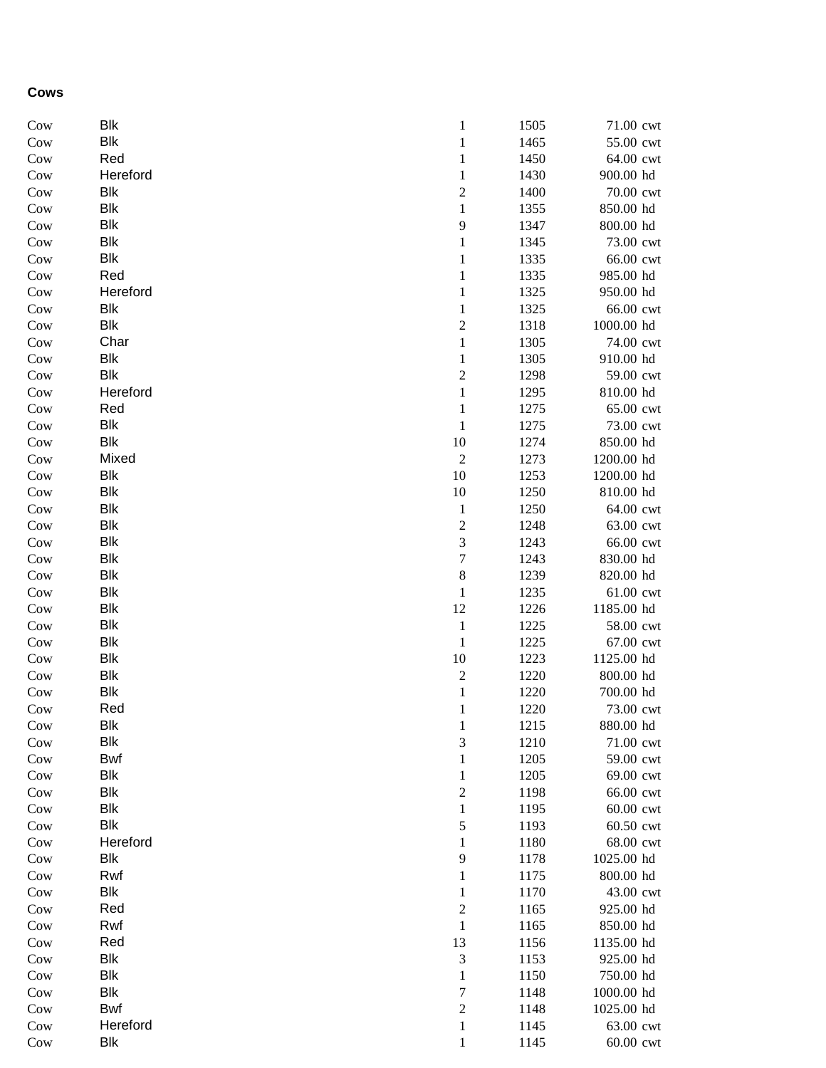**Cows**

| | | | | | |
|---|---|---|---|---|---|
| Cow | Blk | 1 | 1505 | 71.00 | cwt |
| Cow | Blk | 1 | 1465 | 55.00 | cwt |
| Cow | Red | 1 | 1450 | 64.00 | cwt |
| Cow | Hereford | 1 | 1430 | 900.00 | hd |
| Cow | Blk | 2 | 1400 | 70.00 | cwt |
| Cow | Blk | 1 | 1355 | 850.00 | hd |
| Cow | Blk | 9 | 1347 | 800.00 | hd |
| Cow | Blk | 1 | 1345 | 73.00 | cwt |
| Cow | Blk | 1 | 1335 | 66.00 | cwt |
| Cow | Red | 1 | 1335 | 985.00 | hd |
| Cow | Hereford | 1 | 1325 | 950.00 | hd |
| Cow | Blk | 1 | 1325 | 66.00 | cwt |
| Cow | Blk | 2 | 1318 | 1000.00 | hd |
| Cow | Char | 1 | 1305 | 74.00 | cwt |
| Cow | Blk | 1 | 1305 | 910.00 | hd |
| Cow | Blk | 2 | 1298 | 59.00 | cwt |
| Cow | Hereford | 1 | 1295 | 810.00 | hd |
| Cow | Red | 1 | 1275 | 65.00 | cwt |
| Cow | Blk | 1 | 1275 | 73.00 | cwt |
| Cow | Blk | 10 | 1274 | 850.00 | hd |
| Cow | Mixed | 2 | 1273 | 1200.00 | hd |
| Cow | Blk | 10 | 1253 | 1200.00 | hd |
| Cow | Blk | 10 | 1250 | 810.00 | hd |
| Cow | Blk | 1 | 1250 | 64.00 | cwt |
| Cow | Blk | 2 | 1248 | 63.00 | cwt |
| Cow | Blk | 3 | 1243 | 66.00 | cwt |
| Cow | Blk | 7 | 1243 | 830.00 | hd |
| Cow | Blk | 8 | 1239 | 820.00 | hd |
| Cow | Blk | 1 | 1235 | 61.00 | cwt |
| Cow | Blk | 12 | 1226 | 1185.00 | hd |
| Cow | Blk | 1 | 1225 | 58.00 | cwt |
| Cow | Blk | 1 | 1225 | 67.00 | cwt |
| Cow | Blk | 10 | 1223 | 1125.00 | hd |
| Cow | Blk | 2 | 1220 | 800.00 | hd |
| Cow | Blk | 1 | 1220 | 700.00 | hd |
| Cow | Red | 1 | 1220 | 73.00 | cwt |
| Cow | Blk | 1 | 1215 | 880.00 | hd |
| Cow | Blk | 3 | 1210 | 71.00 | cwt |
| Cow | Bwf | 1 | 1205 | 59.00 | cwt |
| Cow | Blk | 1 | 1205 | 69.00 | cwt |
| Cow | Blk | 2 | 1198 | 66.00 | cwt |
| Cow | Blk | 1 | 1195 | 60.00 | cwt |
| Cow | Blk | 5 | 1193 | 60.50 | cwt |
| Cow | Hereford | 1 | 1180 | 68.00 | cwt |
| Cow | Blk | 9 | 1178 | 1025.00 | hd |
| Cow | Rwf | 1 | 1175 | 800.00 | hd |
| Cow | Blk | 1 | 1170 | 43.00 | cwt |
| Cow | Red | 2 | 1165 | 925.00 | hd |
| Cow | Rwf | 1 | 1165 | 850.00 | hd |
| Cow | Red | 13 | 1156 | 1135.00 | hd |
| Cow | Blk | 3 | 1153 | 925.00 | hd |
| Cow | Blk | 1 | 1150 | 750.00 | hd |
| Cow | Blk | 7 | 1148 | 1000.00 | hd |
| Cow | Bwf | 2 | 1148 | 1025.00 | hd |
| Cow | Hereford | 1 | 1145 | 63.00 | cwt |
| Cow | Blk | 1 | 1145 | 60.00 | cwt |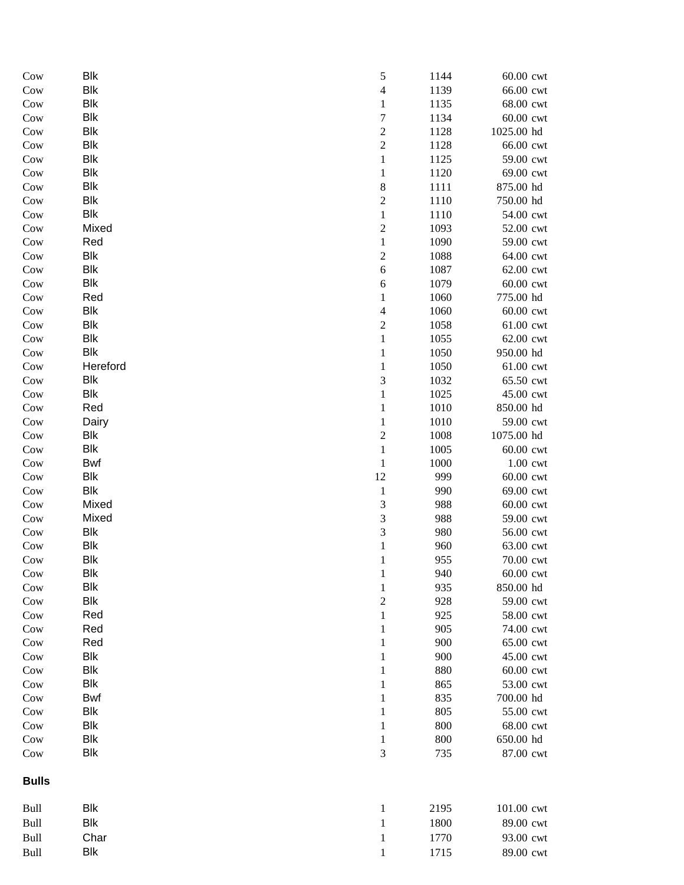| | | | | | |
|---|---|---|---|---|---|
| Cow | Blk | 5 | 1144 | 60.00 | cwt |
| Cow | Blk | 4 | 1139 | 66.00 | cwt |
| Cow | Blk | 1 | 1135 | 68.00 | cwt |
| Cow | Blk | 7 | 1134 | 60.00 | cwt |
| Cow | Blk | 2 | 1128 | 1025.00 | hd |
| Cow | Blk | 2 | 1128 | 66.00 | cwt |
| Cow | Blk | 1 | 1125 | 59.00 | cwt |
| Cow | Blk | 1 | 1120 | 69.00 | cwt |
| Cow | Blk | 8 | 1111 | 875.00 | hd |
| Cow | Blk | 2 | 1110 | 750.00 | hd |
| Cow | Blk | 1 | 1110 | 54.00 | cwt |
| Cow | Mixed | 2 | 1093 | 52.00 | cwt |
| Cow | Red | 1 | 1090 | 59.00 | cwt |
| Cow | Blk | 2 | 1088 | 64.00 | cwt |
| Cow | Blk | 6 | 1087 | 62.00 | cwt |
| Cow | Blk | 6 | 1079 | 60.00 | cwt |
| Cow | Red | 1 | 1060 | 775.00 | hd |
| Cow | Blk | 4 | 1060 | 60.00 | cwt |
| Cow | Blk | 2 | 1058 | 61.00 | cwt |
| Cow | Blk | 1 | 1055 | 62.00 | cwt |
| Cow | Blk | 1 | 1050 | 950.00 | hd |
| Cow | Hereford | 1 | 1050 | 61.00 | cwt |
| Cow | Blk | 3 | 1032 | 65.50 | cwt |
| Cow | Blk | 1 | 1025 | 45.00 | cwt |
| Cow | Red | 1 | 1010 | 850.00 | hd |
| Cow | Dairy | 1 | 1010 | 59.00 | cwt |
| Cow | Blk | 2 | 1008 | 1075.00 | hd |
| Cow | Blk | 1 | 1005 | 60.00 | cwt |
| Cow | Bwf | 1 | 1000 | 1.00 | cwt |
| Cow | Blk | 12 | 999 | 60.00 | cwt |
| Cow | Blk | 1 | 990 | 69.00 | cwt |
| Cow | Mixed | 3 | 988 | 60.00 | cwt |
| Cow | Mixed | 3 | 988 | 59.00 | cwt |
| Cow | Blk | 3 | 980 | 56.00 | cwt |
| Cow | Blk | 1 | 960 | 63.00 | cwt |
| Cow | Blk | 1 | 955 | 70.00 | cwt |
| Cow | Blk | 1 | 940 | 60.00 | cwt |
| Cow | Blk | 1 | 935 | 850.00 | hd |
| Cow | Blk | 2 | 928 | 59.00 | cwt |
| Cow | Red | 1 | 925 | 58.00 | cwt |
| Cow | Red | 1 | 905 | 74.00 | cwt |
| Cow | Red | 1 | 900 | 65.00 | cwt |
| Cow | Blk | 1 | 900 | 45.00 | cwt |
| Cow | Blk | 1 | 880 | 60.00 | cwt |
| Cow | Blk | 1 | 865 | 53.00 | cwt |
| Cow | Bwf | 1 | 835 | 700.00 | hd |
| Cow | Blk | 1 | 805 | 55.00 | cwt |
| Cow | Blk | 1 | 800 | 68.00 | cwt |
| Cow | Blk | 1 | 800 | 650.00 | hd |
| Cow | Blk | 3 | 735 | 87.00 | cwt |

**Bulls**

| | | | | | |
|---|---|---|---|---|---|
| Bull | Blk | 1 | 2195 | 101.00 | cwt |
| Bull | Blk | 1 | 1800 | 89.00 | cwt |
| Bull | Char | 1 | 1770 | 93.00 | cwt |
| Bull | Blk | 1 | 1715 | 89.00 | cwt |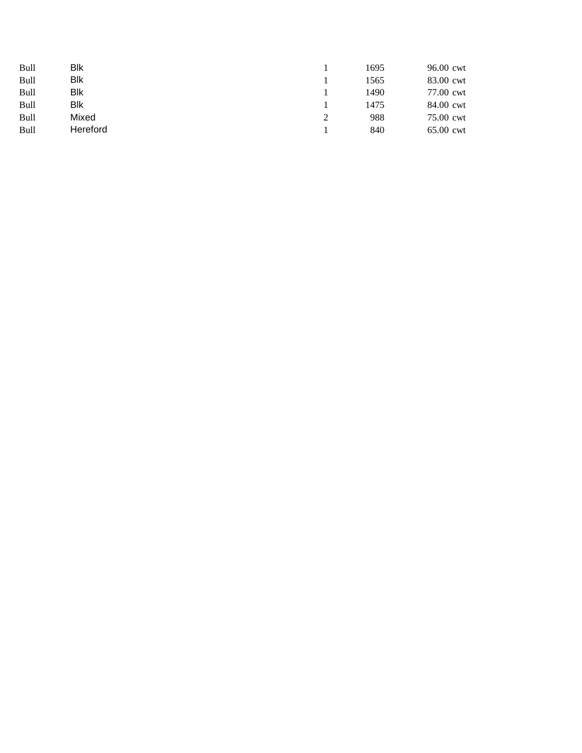| | | | | | |
|---|---|---|---|---|---|
| Bull | Blk | 1 | 1695 | 96.00 | cwt |
| Bull | Blk | 1 | 1565 | 83.00 | cwt |
| Bull | Blk | 1 | 1490 | 77.00 | cwt |
| Bull | Blk | 1 | 1475 | 84.00 | cwt |
| Bull | Mixed | 2 | 988 | 75.00 | cwt |
| Bull | Hereford | 1 | 840 | 65.00 | cwt |